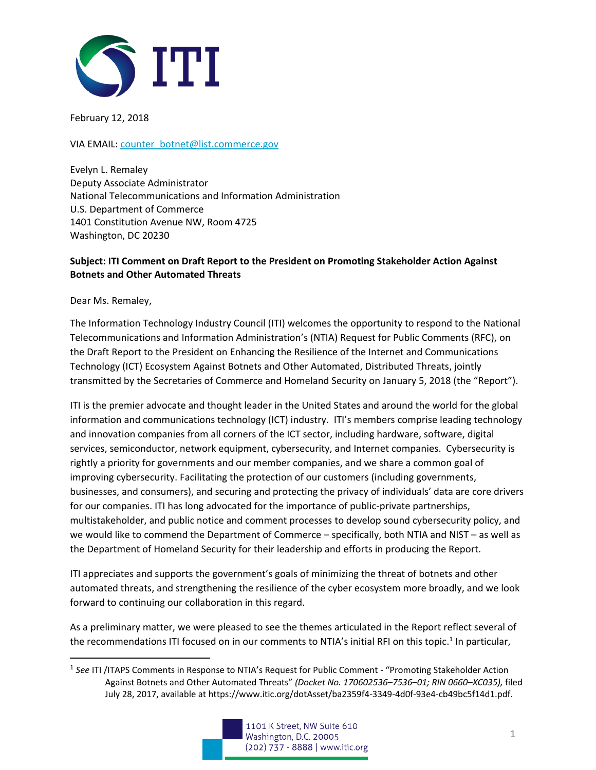February 12, 2018

VIA EMAIL: counter_botnet@list.commerce.gov

Evelyn L. Remaley
Deputy Associate Administrator
National Telecommunications and Information Administration
U.S. Department of Commerce
1401 Constitution Avenue NW, Room 4725
Washington, DC 20230

**Subject: ITI Comment on Draft Report to the President on Promoting Stakeholder Action Against Botnets and Other Automated Threats**

Dear Ms. Remaley,

The Information Technology Industry Council (ITI) welcomes the opportunity to respond to the National Telecommunications and Information Administration's (NTIA) Request for Public Comments (RFC), on the Draft Report to the President on Enhancing the Resilience of the Internet and Communications Technology (ICT) Ecosystem Against Botnets and Other Automated, Distributed Threats, jointly transmitted by the Secretaries of Commerce and Homeland Security on January 5, 2018 (the "Report").

ITI is the premier advocate and thought leader in the United States and around the world for the global information and communications technology (ICT) industry. ITI's members comprise leading technology and innovation companies from all corners of the ICT sector, including hardware, software, digital services, semiconductor, network equipment, cybersecurity, and Internet companies. Cybersecurity is rightly a priority for governments and our member companies, and we share a common goal of improving cybersecurity. Facilitating the protection of our customers (including governments, businesses, and consumers), and securing and protecting the privacy of individuals' data are core drivers for our companies. ITI has long advocated for the importance of public-private partnerships, multistakeholder, and public notice and comment processes to develop sound cybersecurity policy, and we would like to commend the Department of Commerce – specifically, both NTIA and NIST – as well as the Department of Homeland Security for their leadership and efforts in producing the Report.

ITI appreciates and supports the government's goals of minimizing the threat of botnets and other automated threats, and strengthening the resilience of the cyber ecosystem more broadly, and we look forward to continuing our collaboration in this regard.

As a preliminary matter, we were pleased to see the themes articulated in the Report reflect several of the recommendations ITI focused on in our comments to NTIA's initial RFI on this topic.[1] In particular,

[1] *See* ITI /ITAPS Comments in Response to NTIA's Request for Public Comment - "Promoting Stakeholder Action Against Botnets and Other Automated Threats" *(Docket No. 170602536–7536–01; RIN 0660–XC035),* filed July 28, 2017, available at https://www.itic.org/dotAsset/ba2359f4-3349-4d0f-93e4-cb49bc5f14d1.pdf.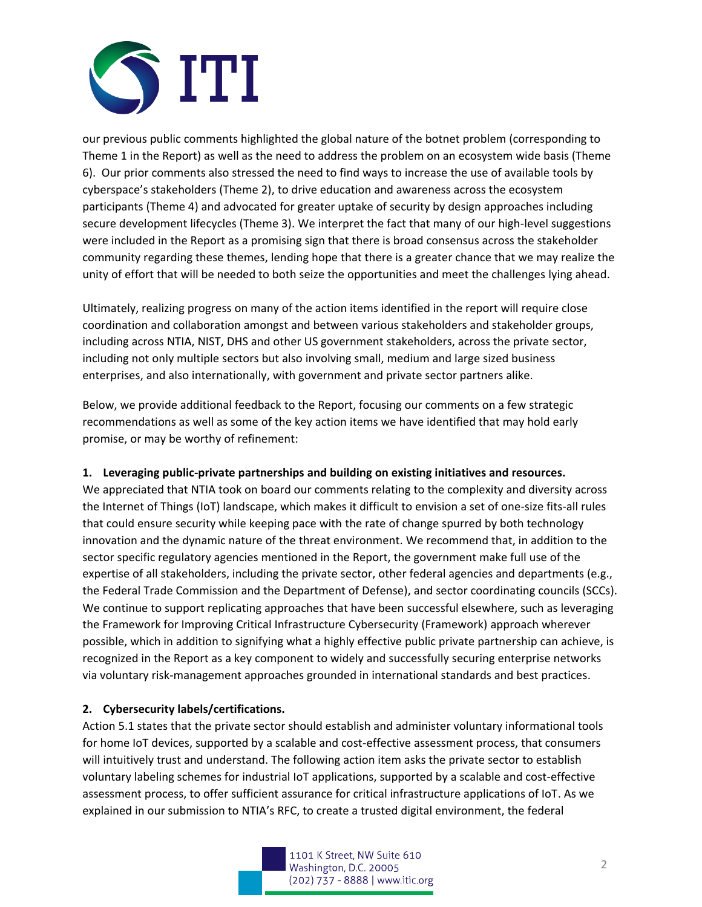our previous public comments highlighted the global nature of the botnet problem (corresponding to Theme 1 in the Report) as well as the need to address the problem on an ecosystem wide basis (Theme 6). Our prior comments also stressed the need to find ways to increase the use of available tools by cyberspace's stakeholders (Theme 2), to drive education and awareness across the ecosystem participants (Theme 4) and advocated for greater uptake of security by design approaches including secure development lifecycles (Theme 3). We interpret the fact that many of our high-level suggestions were included in the Report as a promising sign that there is broad consensus across the stakeholder community regarding these themes, lending hope that there is a greater chance that we may realize the unity of effort that will be needed to both seize the opportunities and meet the challenges lying ahead.

Ultimately, realizing progress on many of the action items identified in the report will require close coordination and collaboration amongst and between various stakeholders and stakeholder groups, including across NTIA, NIST, DHS and other US government stakeholders, across the private sector, including not only multiple sectors but also involving small, medium and large sized business enterprises, and also internationally, with government and private sector partners alike.

Below, we provide additional feedback to the Report, focusing our comments on a few strategic recommendations as well as some of the key action items we have identified that may hold early promise, or may be worthy of refinement:

**1. Leveraging public-private partnerships and building on existing initiatives and resources.**
We appreciated that NTIA took on board our comments relating to the complexity and diversity across the Internet of Things (IoT) landscape, which makes it difficult to envision a set of one-size fits-all rules that could ensure security while keeping pace with the rate of change spurred by both technology innovation and the dynamic nature of the threat environment. We recommend that, in addition to the sector specific regulatory agencies mentioned in the Report, the government make full use of the expertise of all stakeholders, including the private sector, other federal agencies and departments (e.g., the Federal Trade Commission and the Department of Defense), and sector coordinating councils (SCCs). We continue to support replicating approaches that have been successful elsewhere, such as leveraging the Framework for Improving Critical Infrastructure Cybersecurity (Framework) approach wherever possible, which in addition to signifying what a highly effective public private partnership can achieve, is recognized in the Report as a key component to widely and successfully securing enterprise networks via voluntary risk-management approaches grounded in international standards and best practices.

**2. Cybersecurity labels/certifications.**
Action 5.1 states that the private sector should establish and administer voluntary informational tools for home IoT devices, supported by a scalable and cost-effective assessment process, that consumers will intuitively trust and understand. The following action item asks the private sector to establish voluntary labeling schemes for industrial IoT applications, supported by a scalable and cost-effective assessment process, to offer sufficient assurance for critical infrastructure applications of IoT. As we explained in our submission to NTIA's RFC, to create a trusted digital environment, the federal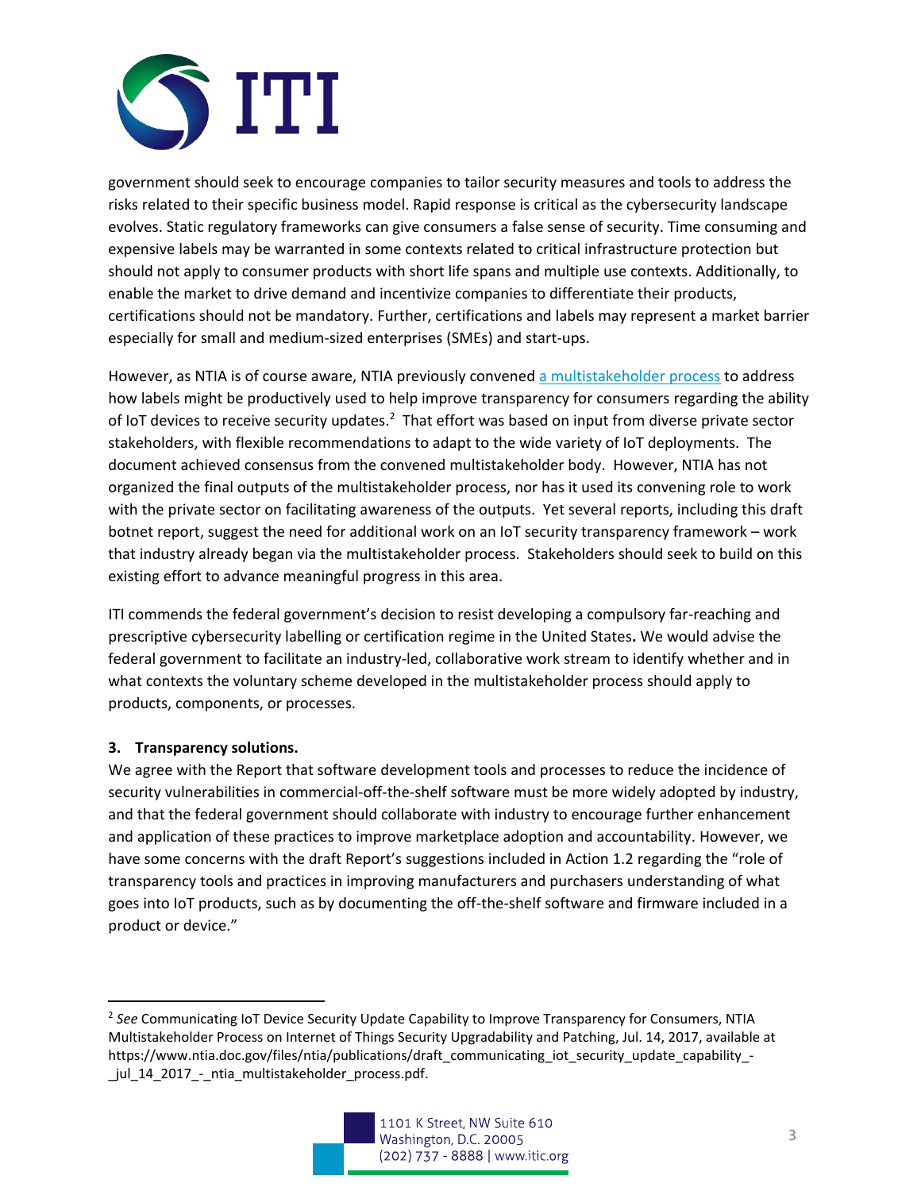government should seek to encourage companies to tailor security measures and tools to address the risks related to their specific business model. Rapid response is critical as the cybersecurity landscape evolves. Static regulatory frameworks can give consumers a false sense of security. Time consuming and expensive labels may be warranted in some contexts related to critical infrastructure protection but should not apply to consumer products with short life spans and multiple use contexts. Additionally, to enable the market to drive demand and incentivize companies to differentiate their products, certifications should not be mandatory. Further, certifications and labels may represent a market barrier especially for small and medium-sized enterprises (SMEs) and start-ups.

However, as NTIA is of course aware, NTIA previously convened a multistakeholder process to address how labels might be productively used to help improve transparency for consumers regarding the ability of IoT devices to receive security updates.[2] That effort was based on input from diverse private sector stakeholders, with flexible recommendations to adapt to the wide variety of IoT deployments. The document achieved consensus from the convened multistakeholder body. However, NTIA has not organized the final outputs of the multistakeholder process, nor has it used its convening role to work with the private sector on facilitating awareness of the outputs. Yet several reports, including this draft botnet report, suggest the need for additional work on an IoT security transparency framework – work that industry already began via the multistakeholder process. Stakeholders should seek to build on this existing effort to advance meaningful progress in this area.

ITI commends the federal government's decision to resist developing a compulsory far-reaching and prescriptive cybersecurity labelling or certification regime in the United States**.** We would advise the federal government to facilitate an industry-led, collaborative work stream to identify whether and in what contexts the voluntary scheme developed in the multistakeholder process should apply to products, components, or processes.

**3. Transparency solutions.**

We agree with the Report that software development tools and processes to reduce the incidence of security vulnerabilities in commercial-off-the-shelf software must be more widely adopted by industry, and that the federal government should collaborate with industry to encourage further enhancement and application of these practices to improve marketplace adoption and accountability. However, we have some concerns with the draft Report's suggestions included in Action 1.2 regarding the "role of transparency tools and practices in improving manufacturers and purchasers understanding of what goes into IoT products, such as by documenting the off-the-shelf software and firmware included in a product or device."

[2] *See* Communicating IoT Device Security Update Capability to Improve Transparency for Consumers, NTIA Multistakeholder Process on Internet of Things Security Upgradability and Patching, Jul. 14, 2017, available at https://www.ntia.doc.gov/files/ntia/publications/draft_communicating_iot_security_update_capability_-_jul_14_2017_-_ntia_multistakeholder_process.pdf.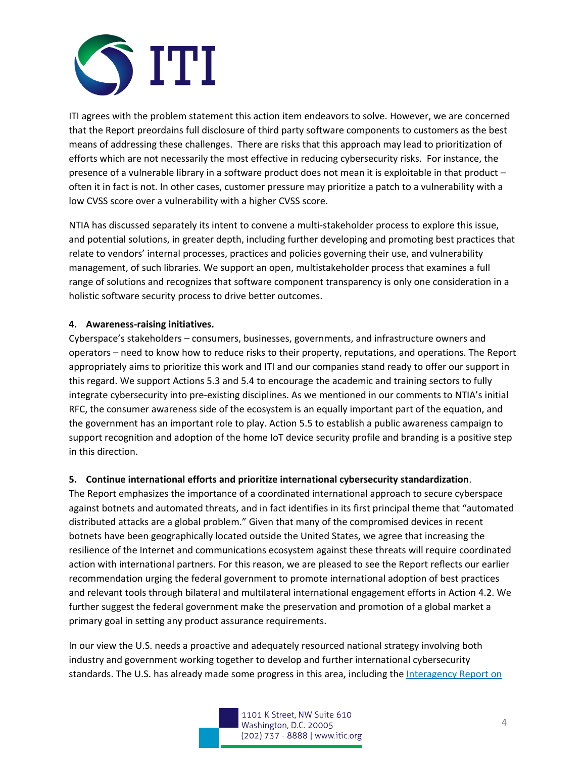ITI agrees with the problem statement this action item endeavors to solve. However, we are concerned that the Report preordains full disclosure of third party software components to customers as the best means of addressing these challenges. There are risks that this approach may lead to prioritization of efforts which are not necessarily the most effective in reducing cybersecurity risks. For instance, the presence of a vulnerable library in a software product does not mean it is exploitable in that product – often it in fact is not. In other cases, customer pressure may prioritize a patch to a vulnerability with a low CVSS score over a vulnerability with a higher CVSS score.

NTIA has discussed separately its intent to convene a multi-stakeholder process to explore this issue, and potential solutions, in greater depth, including further developing and promoting best practices that relate to vendors' internal processes, practices and policies governing their use, and vulnerability management, of such libraries. We support an open, multistakeholder process that examines a full range of solutions and recognizes that software component transparency is only one consideration in a holistic software security process to drive better outcomes.

**4. Awareness-raising initiatives.**

Cyberspace's stakeholders – consumers, businesses, governments, and infrastructure owners and operators – need to know how to reduce risks to their property, reputations, and operations. The Report appropriately aims to prioritize this work and ITI and our companies stand ready to offer our support in this regard. We support Actions 5.3 and 5.4 to encourage the academic and training sectors to fully integrate cybersecurity into pre-existing disciplines. As we mentioned in our comments to NTIA's initial RFC, the consumer awareness side of the ecosystem is an equally important part of the equation, and the government has an important role to play. Action 5.5 to establish a public awareness campaign to support recognition and adoption of the home IoT device security profile and branding is a positive step in this direction.

**5. Continue international efforts and prioritize international cybersecurity standardization**.

The Report emphasizes the importance of a coordinated international approach to secure cyberspace against botnets and automated threats, and in fact identifies in its first principal theme that "automated distributed attacks are a global problem." Given that many of the compromised devices in recent botnets have been geographically located outside the United States, we agree that increasing the resilience of the Internet and communications ecosystem against these threats will require coordinated action with international partners. For this reason, we are pleased to see the Report reflects our earlier recommendation urging the federal government to promote international adoption of best practices and relevant tools through bilateral and multilateral international engagement efforts in Action 4.2. We further suggest the federal government make the preservation and promotion of a global market a primary goal in setting any product assurance requirements.

In our view the U.S. needs a proactive and adequately resourced national strategy involving both industry and government working together to develop and further international cybersecurity standards. The U.S. has already made some progress in this area, including the Interagency Report on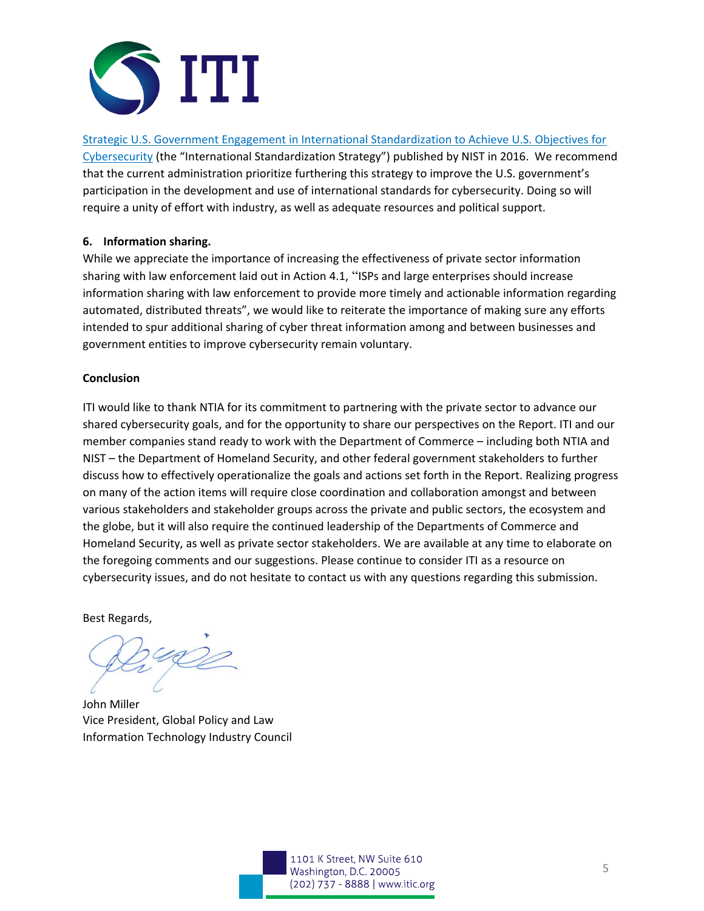[Strategic U.S. Government Engagement in International Standardization to Achieve U.S. Objectives for Cybersecurity] (the "International Standardization Strategy") published by NIST in 2016. We recommend that the current administration prioritize furthering this strategy to improve the U.S. government's participation in the development and use of international standards for cybersecurity. Doing so will require a unity of effort with industry, as well as adequate resources and political support.

**6. Information sharing.**

While we appreciate the importance of increasing the effectiveness of private sector information sharing with law enforcement laid out in Action 4.1, "ISPs and large enterprises should increase information sharing with law enforcement to provide more timely and actionable information regarding automated, distributed threats", we would like to reiterate the importance of making sure any efforts intended to spur additional sharing of cyber threat information among and between businesses and government entities to improve cybersecurity remain voluntary.

**Conclusion**

ITI would like to thank NTIA for its commitment to partnering with the private sector to advance our shared cybersecurity goals, and for the opportunity to share our perspectives on the Report. ITI and our member companies stand ready to work with the Department of Commerce – including both NTIA and NIST – the Department of Homeland Security, and other federal government stakeholders to further discuss how to effectively operationalize the goals and actions set forth in the Report. Realizing progress on many of the action items will require close coordination and collaboration amongst and between various stakeholders and stakeholder groups across the private and public sectors, the ecosystem and the globe, but it will also require the continued leadership of the Departments of Commerce and Homeland Security, as well as private sector stakeholders. We are available at any time to elaborate on the foregoing comments and our suggestions. Please continue to consider ITI as a resource on cybersecurity issues, and do not hesitate to contact us with any questions regarding this submission.

Best Regards,

John Miller
Vice President, Global Policy and Law
Information Technology Industry Council

1101 K Street, NW Suite 610
Washington, D.C. 20005
(202) 737 - 8888 | www.itic.org